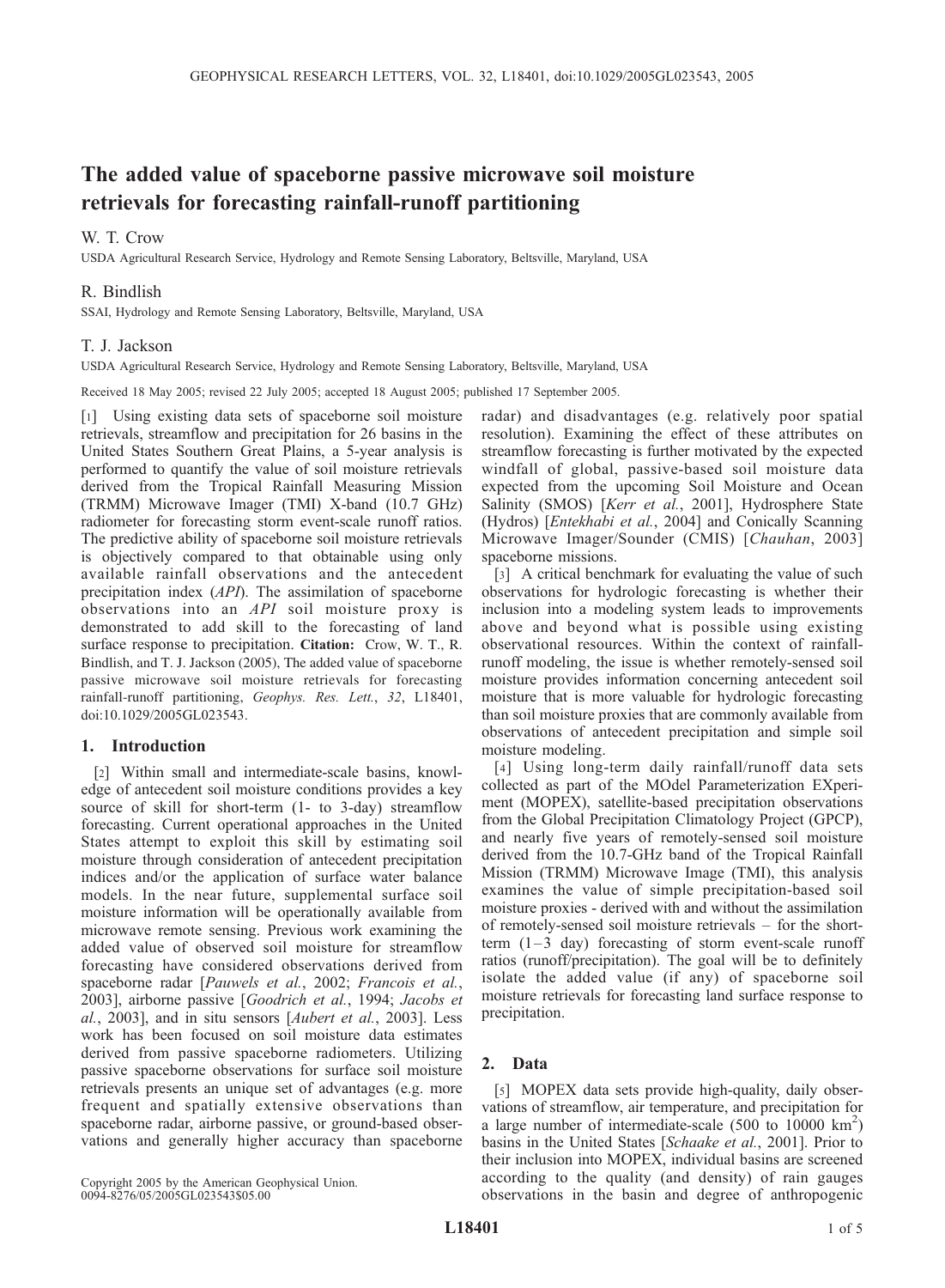# The added value of spaceborne passive microwave soil moisture retrievals for forecasting rainfall-runoff partitioning

W. T. Crow

USDA Agricultural Research Service, Hydrology and Remote Sensing Laboratory, Beltsville, Maryland, USA

R. Bindlish

SSAI, Hydrology and Remote Sensing Laboratory, Beltsville, Maryland, USA

T. J. Jackson

USDA Agricultural Research Service, Hydrology and Remote Sensing Laboratory, Beltsville, Maryland, USA

Received 18 May 2005; revised 22 July 2005; accepted 18 August 2005; published 17 September 2005.

[1] Using existing data sets of spaceborne soil moisture retrievals, streamflow and precipitation for 26 basins in the United States Southern Great Plains, a 5-year analysis is performed to quantify the value of soil moisture retrievals derived from the Tropical Rainfall Measuring Mission (TRMM) Microwave Imager (TMI) X-band (10.7 GHz) radiometer for forecasting storm event-scale runoff ratios. The predictive ability of spaceborne soil moisture retrievals is objectively compared to that obtainable using only available rainfall observations and the antecedent precipitation index (*API*). The assimilation of spaceborne observations into an *API* soil moisture proxy is demonstrated to add skill to the forecasting of land surface response to precipitation. **Citation:** Crow, W. T., R. Bindlish, and T. J. Jackson (2005), The added value of spaceborne passive microwave soil moisture retrievals for forecasting rainfall-runoff partitioning, *Geophys. Res. Lett.*, *32*, L18401, doi:10.1029/2005GL023543.

## 1. Introduction

[2] Within small and intermediate-scale basins, knowledge of antecedent soil moisture conditions provides a key source of skill for short-term (1- to 3-day) streamflow forecasting. Current operational approaches in the United States attempt to exploit this skill by estimating soil moisture through consideration of antecedent precipitation indices and/or the application of surface water balance models. In the near future, supplemental surface soil moisture information will be operationally available from microwave remote sensing. Previous work examining the added value of observed soil moisture for streamflow forecasting have considered observations derived from spaceborne radar [*Pauwels et al.*, 2002; *Francois et al.*, 2003], airborne passive [*Goodrich et al.*, 1994; *Jacobs et al.*, 2003], and in situ sensors [*Aubert et al.*, 2003]. Less work has been focused on soil moisture data estimates derived from passive spaceborne radiometers. Utilizing passive spaceborne observations for surface soil moisture retrievals presents an unique set of advantages (e.g. more frequent and spatially extensive observations than spaceborne radar, airborne passive, or ground-based observations and generally higher accuracy than spaceborne radar) and disadvantages (e.g. relatively poor spatial resolution). Examining the effect of these attributes on streamflow forecasting is further motivated by the expected windfall of global, passive-based soil moisture data expected from the upcoming Soil Moisture and Ocean Salinity (SMOS) [*Kerr et al.*, 2001], Hydrosphere State (Hydros) [*Entekhabi et al.*, 2004] and Conically Scanning Microwave Imager/Sounder (CMIS) [*Chauhan*, 2003] spaceborne missions.

[3] A critical benchmark for evaluating the value of such observations for hydrologic forecasting is whether their inclusion into a modeling system leads to improvements above and beyond what is possible using existing observational resources. Within the context of rainfall-runoff modeling, the issue is whether remotely-sensed soil moisture provides information concerning antecedent soil moisture that is more valuable for hydrologic forecasting than soil moisture proxies that are commonly available from observations of antecedent precipitation and simple soil moisture modeling.

[4] Using long-term daily rainfall/runoff data sets collected as part of the MOdel Parameterization EXperiment (MOPEX), satellite-based precipitation observations from the Global Precipitation Climatology Project (GPCP), and nearly five years of remotely-sensed soil moisture derived from the 10.7-GHz band of the Tropical Rainfall Mission (TRMM) Microwave Image (TMI), this analysis examines the value of simple precipitation-based soil moisture proxies - derived with and without the assimilation of remotely-sensed soil moisture retrievals – for the short-term (1–3 day) forecasting of storm event-scale runoff ratios (runoff/precipitation). The goal will be to definitely isolate the added value (if any) of spaceborne soil moisture retrievals for forecasting land surface response to precipitation.

## 2. Data

[5] MOPEX data sets provide high-quality, daily observations of streamflow, air temperature, and precipitation for a large number of intermediate-scale (500 to 10000 km$^2$) basins in the United States [*Schaake et al.*, 2001]. Prior to their inclusion into MOPEX, individual basins are screened according to the quality (and density) of rain gauges observations in the basin and degree of anthropogenic

Copyright 2005 by the American Geophysical Union.
0094-8276/05/2005GL023543$05.00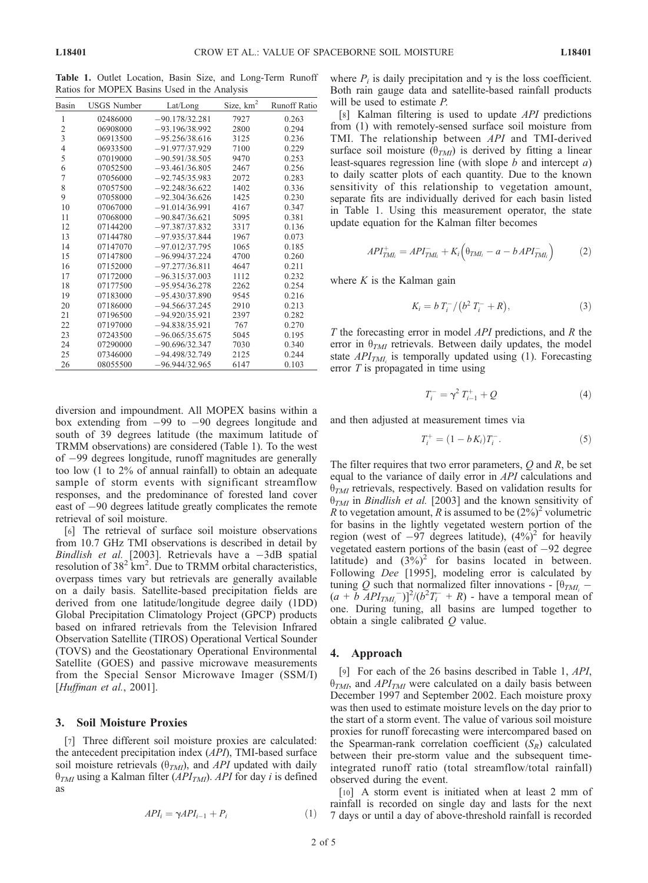**Table 1.** Outlet Location, Basin Size, and Long-Term Runoff Ratios for MOPEX Basins Used in the Analysis

| Basin | USGS Number | Lat/Long | Size, km$^2$ | Runoff Ratio |
|---|---|---|---|---|
| 1 | 02486000 | −90.178/32.281 | 7927 | 0.263 |
| 2 | 06908000 | −93.196/38.992 | 2800 | 0.294 |
| 3 | 06913500 | −95.256/38.616 | 3125 | 0.236 |
| 4 | 06933500 | −91.977/37.929 | 7100 | 0.229 |
| 5 | 07019000 | −90.591/38.505 | 9470 | 0.253 |
| 6 | 07052500 | −93.461/36.805 | 2467 | 0.256 |
| 7 | 07056000 | −92.745/35.983 | 2072 | 0.283 |
| 8 | 07057500 | −92.248/36.622 | 1402 | 0.336 |
| 9 | 07058000 | −92.304/36.626 | 1425 | 0.230 |
| 10 | 07067000 | −91.014/36.991 | 4167 | 0.347 |
| 11 | 07068000 | −90.847/36.621 | 5095 | 0.381 |
| 12 | 07144200 | −97.387/37.832 | 3317 | 0.136 |
| 13 | 07144780 | −97.935/37.844 | 1967 | 0.073 |
| 14 | 07147070 | −97.012/37.795 | 1065 | 0.185 |
| 15 | 07147800 | −96.994/37.224 | 4700 | 0.260 |
| 16 | 07152000 | −97.277/36.811 | 4647 | 0.211 |
| 17 | 07172000 | −96.315/37.003 | 1112 | 0.232 |
| 18 | 07177500 | −95.954/36.278 | 2262 | 0.254 |
| 19 | 07183000 | −95.430/37.890 | 9545 | 0.216 |
| 20 | 07186000 | −94.566/37.245 | 2910 | 0.213 |
| 21 | 07196500 | −94.920/35.921 | 2397 | 0.282 |
| 22 | 07197000 | −94.838/35.921 | 767 | 0.270 |
| 23 | 07243500 | −96.065/35.675 | 5045 | 0.195 |
| 24 | 07290000 | −90.696/32.347 | 7030 | 0.340 |
| 25 | 07346000 | −94.498/32.749 | 2125 | 0.244 |
| 26 | 08055500 | −96.944/32.965 | 6147 | 0.103 |

diversion and impoundment. All MOPEX basins within a box extending from −99 to −90 degrees longitude and south of 39 degrees latitude (the maximum latitude of TRMM observations) are considered (Table 1). To the west of −99 degrees longitude, runoff magnitudes are generally too low (1 to 2% of annual rainfall) to obtain an adequate sample of storm events with significant streamflow responses, and the predominance of forested land cover east of −90 degrees latitude greatly complicates the remote retrieval of soil moisture.

[6] The retrieval of surface soil moisture observations from 10.7 GHz TMI observations is described in detail by *Bindlish et al.* [2003]. Retrievals have a −3dB spatial resolution of $38^2$ km$^2$. Due to TRMM orbital characteristics, overpass times vary but retrievals are generally available on a daily basis. Satellite-based precipitation fields are derived from one latitude/longitude degree daily (1DD) Global Precipitation Climatology Project (GPCP) products based on infrared retrievals from the Television Infrared Observation Satellite (TIROS) Operational Vertical Sounder (TOVS) and the Geostationary Operational Environmental Satellite (GOES) and passive microwave measurements from the Special Sensor Microwave Imager (SSM/I) [*Huffman et al.*, 2001].

## 3. Soil Moisture Proxies

[7] Three different soil moisture proxies are calculated: the antecedent precipitation index (*API*), TMI-based surface soil moisture retrievals ($\theta_{TMI}$), and *API* updated with daily $\theta_{TMI}$ using a Kalman filter ($API_{TMI}$). *API* for day $i$ is defined as

$$API_i = \gamma API_{i-1} + P_i \tag{1}$$

where $P_i$ is daily precipitation and $\gamma$ is the loss coefficient. Both rain gauge data and satellite-based rainfall products will be used to estimate $P$.

[8] Kalman filtering is used to update *API* predictions from (1) with remotely-sensed surface soil moisture from TMI. The relationship between *API* and TMI-derived surface soil moisture ($\theta_{TMI}$) is derived by fitting a linear least-squares regression line (with slope $b$ and intercept $a$) to daily scatter plots of each quantity. Due to the known sensitivity of this relationship to vegetation amount, separate fits are individually derived for each basin listed in Table 1. Using this measurement operator, the state update equation for the Kalman filter becomes

$$API^{+}_{TMI_i} = API^{-}_{TMI_i} + K_i\left(\theta_{TMI_i} - a - b\,API^{-}_{TMI_i}\right) \tag{2}$$

where $K$ is the Kalman gain

$$K_i = b\,T_i^{-}/\left(b^2 T_i^{-} + R\right), \tag{3}$$

$T$ the forecasting error in model *API* predictions, and $R$ the error in $\theta_{TMI}$ retrievals. Between daily updates, the model state $API_{TMI_i}$ is temporally updated using (1). Forecasting error $T$ is propagated in time using

$$T_i^{-} = \gamma^2 T_{i-1}^{+} + Q \tag{4}$$

and then adjusted at measurement times via

$$T_i^{+} = (1 - bK_i)T_i^{-}. \tag{5}$$

The filter requires that two error parameters, $Q$ and $R$, be set equal to the variance of daily error in *API* calculations and $\theta_{TMI}$ retrievals, respectively. Based on validation results for $\theta_{TMI}$ in *Bindlish et al.* [2003] and the known sensitivity of $R$ to vegetation amount, $R$ is assumed to be $(2\%)^2$ volumetric for basins in the lightly vegetated western portion of the region (west of −97 degrees latitude), $(4\%)^2$ for heavily vegetated eastern portions of the basin (east of −92 degree latitude) and $(3\%)^2$ for basins located in between. Following *Dee* [1995], modeling error is calculated by tuning $Q$ such that normalized filter innovations - $[\theta_{TMI_i} - (a + b\,API_{TMI_i}^{-})]^2/(b^2 T_i^{-} + R)$ - have a temporal mean of one. During tuning, all basins are lumped together to obtain a single calibrated $Q$ value.

## 4. Approach

[9] For each of the 26 basins described in Table 1, *API*, $\theta_{TMI}$, and $API_{TMI}$ were calculated on a daily basis between December 1997 and September 2002. Each moisture proxy was then used to estimate moisture levels on the day prior to the start of a storm event. The value of various soil moisture proxies for runoff forecasting were intercompared based on the Spearman-rank correlation coefficient ($S_R$) calculated between their pre-storm value and the subsequent time-integrated runoff ratio (total streamflow/total rainfall) observed during the event.

[10] A storm event is initiated when at least 2 mm of rainfall is recorded on single day and lasts for the next 7 days or until a day of above-threshold rainfall is recorded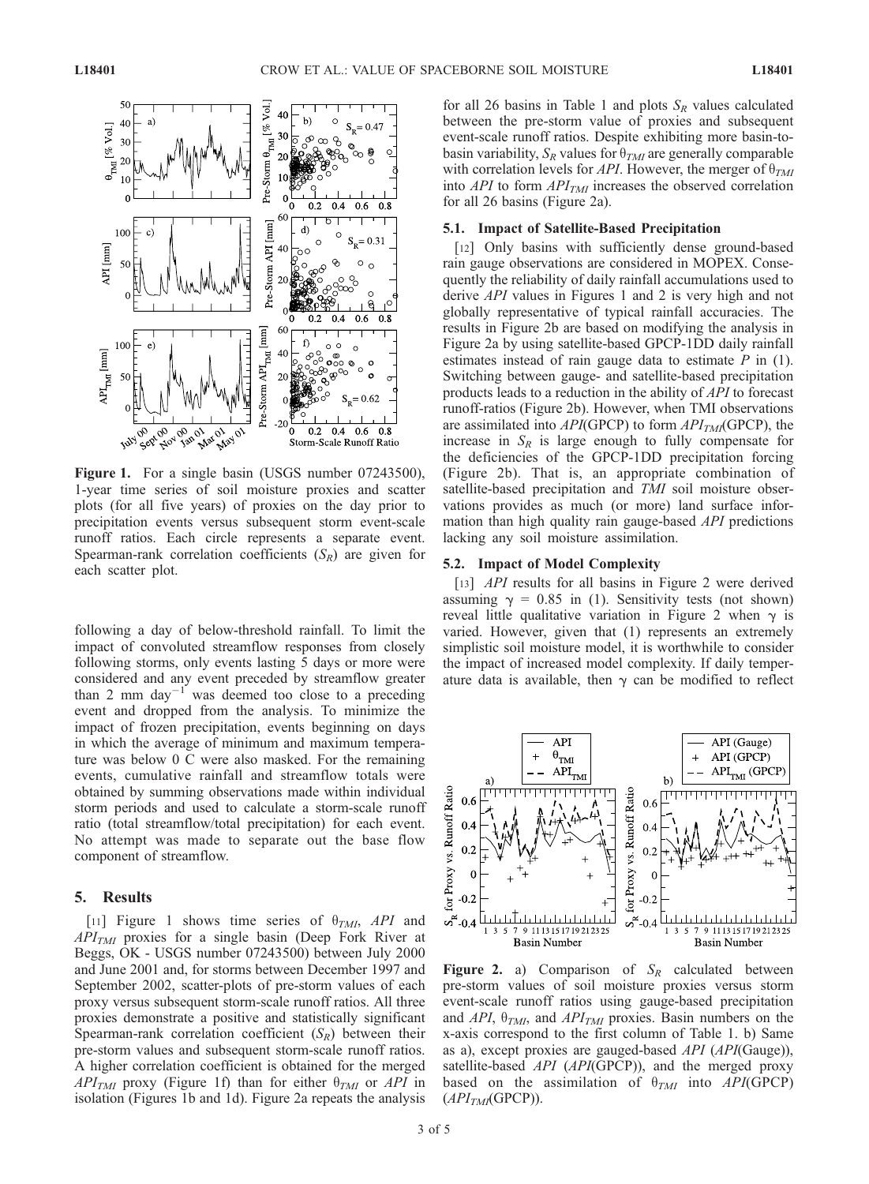**Figure 1.** For a single basin (USGS number 07243500), 1-year time series of soil moisture proxies and scatter plots (for all five years) of proxies on the day prior to precipitation events versus subsequent storm event-scale runoff ratios. Each circle represents a separate event. Spearman-rank correlation coefficients ($S_R$) are given for each scatter plot.

following a day of below-threshold rainfall. To limit the impact of convoluted streamflow responses from closely following storms, only events lasting 5 days or more were considered and any event preceded by streamflow greater than 2 mm day$^{-1}$ was deemed too close to a preceding event and dropped from the analysis. To minimize the impact of frozen precipitation, events beginning on days in which the average of minimum and maximum temperature was below 0 C were also masked. For the remaining events, cumulative rainfall and streamflow totals were obtained by summing observations made within individual storm periods and used to calculate a storm-scale runoff ratio (total streamflow/total precipitation) for each event. No attempt was made to separate out the base flow component of streamflow.

## 5. Results

[11] Figure 1 shows time series of $\theta_{TMI}$, *API* and $API_{TMI}$ proxies for a single basin (Deep Fork River at Beggs, OK - USGS number 07243500) between July 2000 and June 2001 and, for storms between December 1997 and September 2002, scatter-plots of pre-storm values of each proxy versus subsequent storm-scale runoff ratios. All three proxies demonstrate a positive and statistically significant Spearman-rank correlation coefficient ($S_R$) between their pre-storm values and subsequent storm-scale runoff ratios. A higher correlation coefficient is obtained for the merged $API_{TMI}$ proxy (Figure 1f) than for either $\theta_{TMI}$ or *API* in isolation (Figures 1b and 1d). Figure 2a repeats the analysis for all 26 basins in Table 1 and plots $S_R$ values calculated between the pre-storm value of proxies and subsequent event-scale runoff ratios. Despite exhibiting more basin-to-basin variability, $S_R$ values for $\theta_{TMI}$ are generally comparable with correlation levels for *API*. However, the merger of $\theta_{TMI}$ into *API* to form $API_{TMI}$ increases the observed correlation for all 26 basins (Figure 2a).

### 5.1. Impact of Satellite-Based Precipitation

[12] Only basins with sufficiently dense ground-based rain gauge observations are considered in MOPEX. Consequently the reliability of daily rainfall accumulations used to derive *API* values in Figures 1 and 2 is very high and not globally representative of typical rainfall accuracies. The results in Figure 2b are based on modifying the analysis in Figure 2a by using satellite-based GPCP-1DD daily rainfall estimates instead of rain gauge data to estimate *P* in (1). Switching between gauge- and satellite-based precipitation products leads to a reduction in the ability of *API* to forecast runoff-ratios (Figure 2b). However, when TMI observations are assimilated into *API*(GPCP) to form $API_{TMI}$(GPCP), the increase in $S_R$ is large enough to fully compensate for the deficiencies of the GPCP-1DD precipitation forcing (Figure 2b). That is, an appropriate combination of satellite-based precipitation and *TMI* soil moisture observations provides as much (or more) land surface information than high quality rain gauge-based *API* predictions lacking any soil moisture assimilation.

### 5.2. Impact of Model Complexity

[13] *API* results for all basins in Figure 2 were derived assuming $\gamma$ = 0.85 in (1). Sensitivity tests (not shown) reveal little qualitative variation in Figure 2 when $\gamma$ is varied. However, given that (1) represents an extremely simplistic soil moisture model, it is worthwhile to consider the impact of increased model complexity. If daily temperature data is available, then $\gamma$ can be modified to reflect

**Figure 2.** a) Comparison of $S_R$ calculated between pre-storm values of soil moisture proxies versus storm event-scale runoff ratios using gauge-based precipitation and *API*, $\theta_{TMI}$, and $API_{TMI}$ proxies. Basin numbers on the x-axis correspond to the first column of Table 1. b) Same as a), except proxies are gauged-based *API* (*API*(Gauge)), satellite-based *API* (*API*(GPCP)), and the merged proxy based on the assimilation of $\theta_{TMI}$ into *API*(GPCP) ($API_{TMI}$(GPCP)).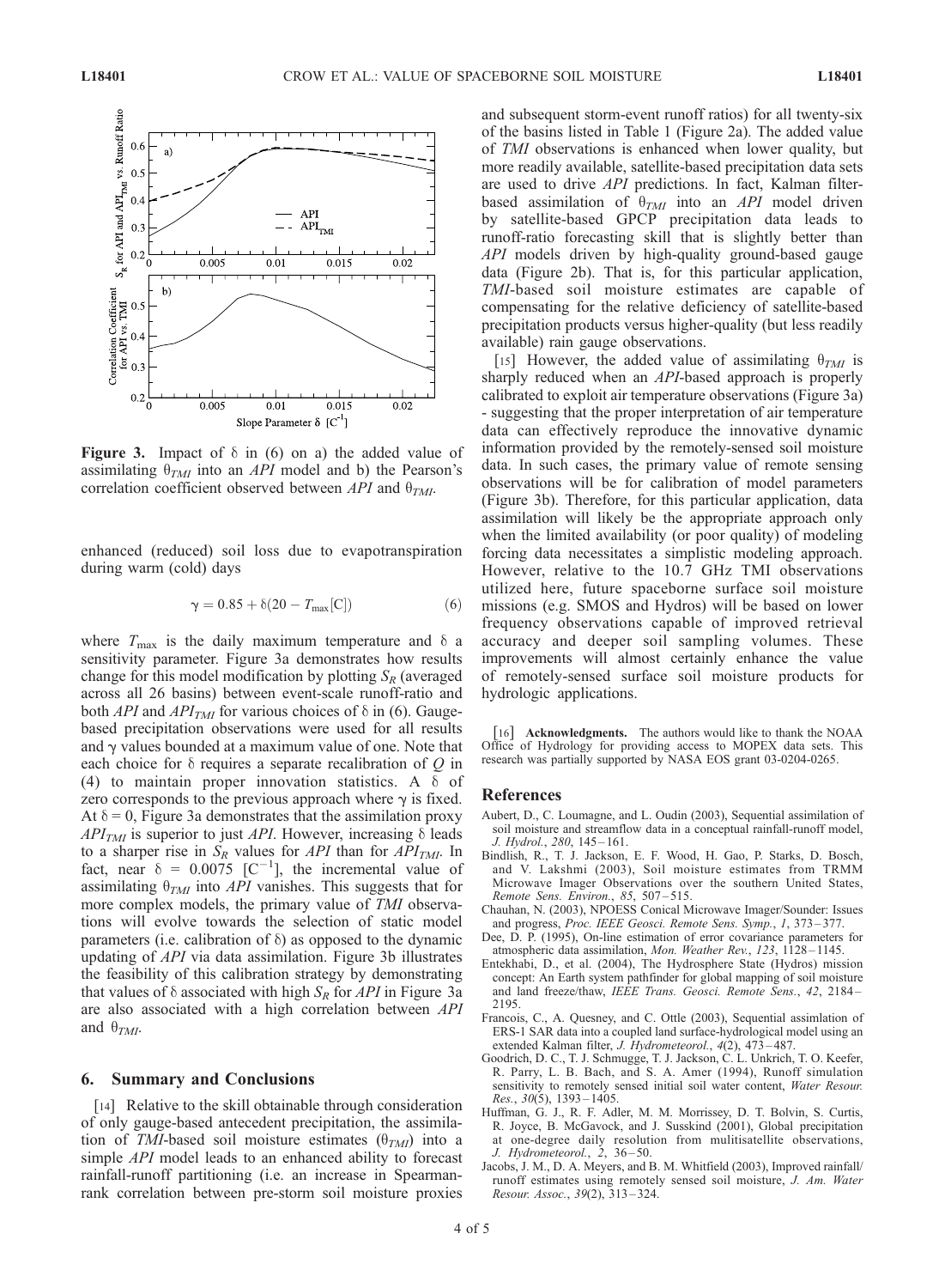**Figure 3.** Impact of δ in (6) on a) the added value of assimilating $\theta_{TMI}$ into an *API* model and b) the Pearson's correlation coefficient observed between *API* and $\theta_{TMI}$.

enhanced (reduced) soil loss due to evapotranspiration during warm (cold) days

$$\gamma = 0.85 + \delta(20 - T_{\max}[\mathrm{C}]) \tag{6}$$

where $T_{\max}$ is the daily maximum temperature and δ a sensitivity parameter. Figure 3a demonstrates how results change for this model modification by plotting $S_R$ (averaged across all 26 basins) between event-scale runoff-ratio and both *API* and $API_{TMI}$ for various choices of δ in (6). Gauge-based precipitation observations were used for all results and γ values bounded at a maximum value of one. Note that each choice for δ requires a separate recalibration of *Q* in (4) to maintain proper innovation statistics. A δ of zero corresponds to the previous approach where γ is fixed. At δ = 0, Figure 3a demonstrates that the assimilation proxy $API_{TMI}$ is superior to just *API*. However, increasing δ leads to a sharper rise in $S_R$ values for *API* than for $API_{TMI}$. In fact, near δ = 0.0075 [$\mathrm{C}^{-1}$], the incremental value of assimilating $\theta_{TMI}$ into *API* vanishes. This suggests that for more complex models, the primary value of *TMI* observations will evolve towards the selection of static model parameters (i.e. calibration of δ) as opposed to the dynamic updating of *API* via data assimilation. Figure 3b illustrates the feasibility of this calibration strategy by demonstrating that values of δ associated with high $S_R$ for *API* in Figure 3a are also associated with a high correlation between *API* and $\theta_{TMI}$.

## 6. Summary and Conclusions

[14] Relative to the skill obtainable through consideration of only gauge-based antecedent precipitation, the assimilation of *TMI*-based soil moisture estimates ($\theta_{TMI}$) into a simple *API* model leads to an enhanced ability to forecast rainfall-runoff partitioning (i.e. an increase in Spearman-rank correlation between pre-storm soil moisture proxies and subsequent storm-event runoff ratios) for all twenty-six of the basins listed in Table 1 (Figure 2a). The added value of *TMI* observations is enhanced when lower quality, but more readily available, satellite-based precipitation data sets are used to drive *API* predictions. In fact, Kalman filter-based assimilation of $\theta_{TMI}$ into an *API* model driven by satellite-based GPCP precipitation data leads to runoff-ratio forecasting skill that is slightly better than *API* models driven by high-quality ground-based gauge data (Figure 2b). That is, for this particular application, *TMI*-based soil moisture estimates are capable of compensating for the relative deficiency of satellite-based precipitation products versus higher-quality (but less readily available) rain gauge observations.

[15] However, the added value of assimilating $\theta_{TMI}$ is sharply reduced when an *API*-based approach is properly calibrated to exploit air temperature observations (Figure 3a) - suggesting that the proper interpretation of air temperature data can effectively reproduce the innovative dynamic information provided by the remotely-sensed soil moisture data. In such cases, the primary value of remote sensing observations will be for calibration of model parameters (Figure 3b). Therefore, for this particular application, data assimilation will likely be the appropriate approach only when the limited availability (or poor quality) of modeling forcing data necessitates a simplistic modeling approach. However, relative to the 10.7 GHz TMI observations utilized here, future spaceborne surface soil moisture missions (e.g. SMOS and Hydros) will be based on lower frequency observations capable of improved retrieval accuracy and deeper soil sampling volumes. These improvements will almost certainly enhance the value of remotely-sensed surface soil moisture products for hydrologic applications.

[16] **Acknowledgments.** The authors would like to thank the NOAA Office of Hydrology for providing access to MOPEX data sets. This research was partially supported by NASA EOS grant 03-0204-0265.

## References

Aubert, D., C. Loumagne, and L. Oudin (2003), Sequential assimilation of soil moisture and streamflow data in a conceptual rainfall-runoff model, *J. Hydrol.*, *280*, 145–161.

Bindlish, R., T. J. Jackson, E. F. Wood, H. Gao, P. Starks, D. Bosch, and V. Lakshmi (2003), Soil moisture estimates from TRMM Microwave Imager Observations over the southern United States, *Remote Sens. Environ.*, *85*, 507–515.

Chauhan, N. (2003), NPOESS Conical Microwave Imager/Sounder: Issues and progress, *Proc. IEEE Geosci. Remote Sens. Symp.*, *1*, 373–377.

Dee, D. P. (1995), On-line estimation of error covariance parameters for atmospheric data assimilation, *Mon. Weather Rev.*, *123*, 1128–1145.

Entekhabi, D., et al. (2004), The Hydrosphere State (Hydros) mission concept: An Earth system pathfinder for global mapping of soil moisture and land freeze/thaw, *IEEE Trans. Geosci. Remote Sens.*, *42*, 2184–2195.

Francois, C., A. Quesney, and C. Ottle (2003), Sequential assimlation of ERS-1 SAR data into a coupled land surface-hydrological model using an extended Kalman filter, *J. Hydrometeorol.*, *4*(2), 473–487.

Goodrich, D. C., T. J. Schmugge, T. J. Jackson, C. L. Unkrich, T. O. Keefer, R. Parry, L. B. Bach, and S. A. Amer (1994), Runoff simulation sensitivity to remotely sensed initial soil water content, *Water Resour. Res.*, *30*(5), 1393–1405.

Huffman, G. J., R. F. Adler, M. M. Morrissey, D. T. Bolvin, S. Curtis, R. Joyce, B. McGavock, and J. Susskind (2001), Global precipitation at one-degree daily resolution from mulitisatellite observations, *J. Hydrometeorol.*, *2*, 36–50.

Jacobs, J. M., D. A. Meyers, and B. M. Whitfield (2003), Improved rainfall/runoff estimates using remotely sensed soil moisture, *J. Am. Water Resour. Assoc.*, *39*(2), 313–324.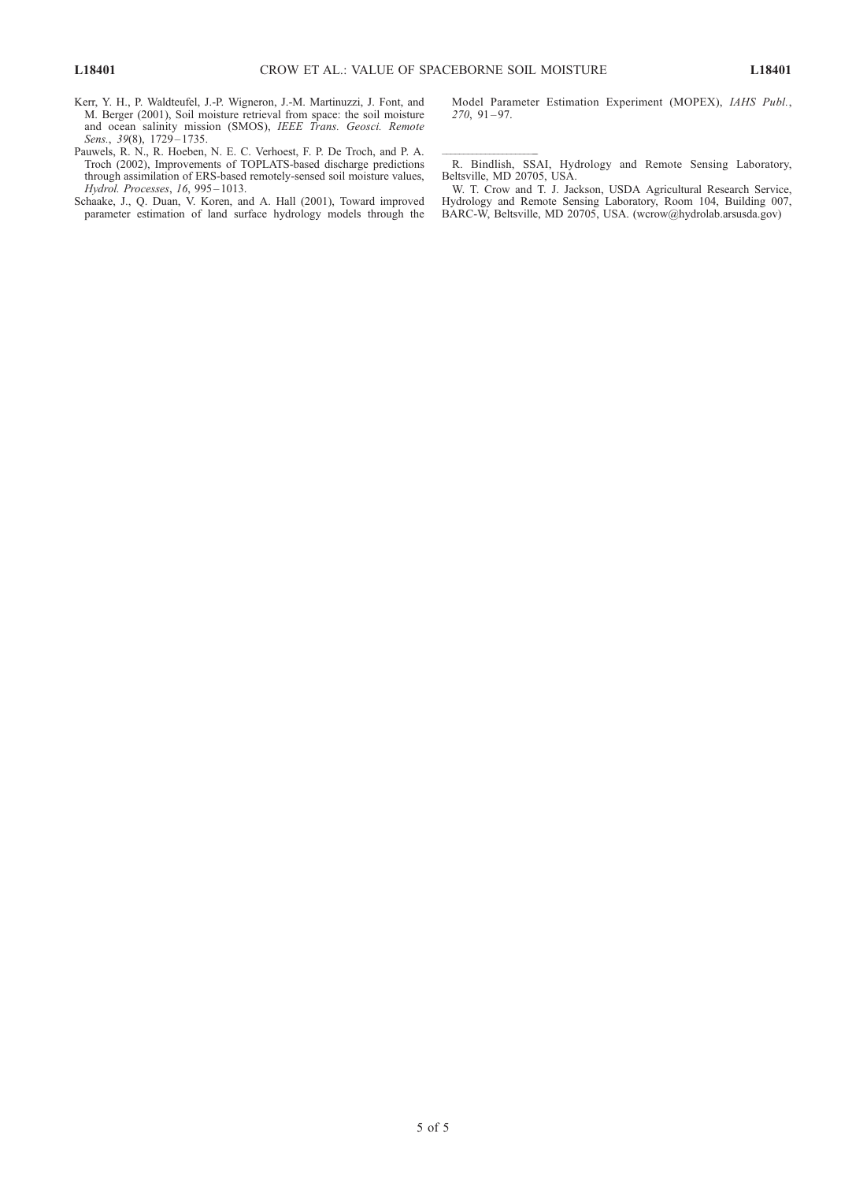Kerr, Y. H., P. Waldteufel, J.-P. Wigneron, J.-M. Martinuzzi, J. Font, and M. Berger (2001), Soil moisture retrieval from space: the soil moisture and ocean salinity mission (SMOS), *IEEE Trans. Geosci. Remote Sens.*, *39*(8), 1729–1735.

Pauwels, R. N., R. Hoeben, N. E. C. Verhoest, F. P. De Troch, and P. A. Troch (2002), Improvements of TOPLATS-based discharge predictions through assimilation of ERS-based remotely-sensed soil moisture values, *Hydrol. Processes*, *16*, 995–1013.

Schaake, J., Q. Duan, V. Koren, and A. Hall (2001), Toward improved parameter estimation of land surface hydrology models through the Model Parameter Estimation Experiment (MOPEX), *IAHS Publ.*, *270*, 91–97.

---

R. Bindlish, SSAI, Hydrology and Remote Sensing Laboratory, Beltsville, MD 20705, USA.

W. T. Crow and T. J. Jackson, USDA Agricultural Research Service, Hydrology and Remote Sensing Laboratory, Room 104, Building 007, BARC-W, Beltsville, MD 20705, USA. (wcrow@hydrolab.arsusda.gov)